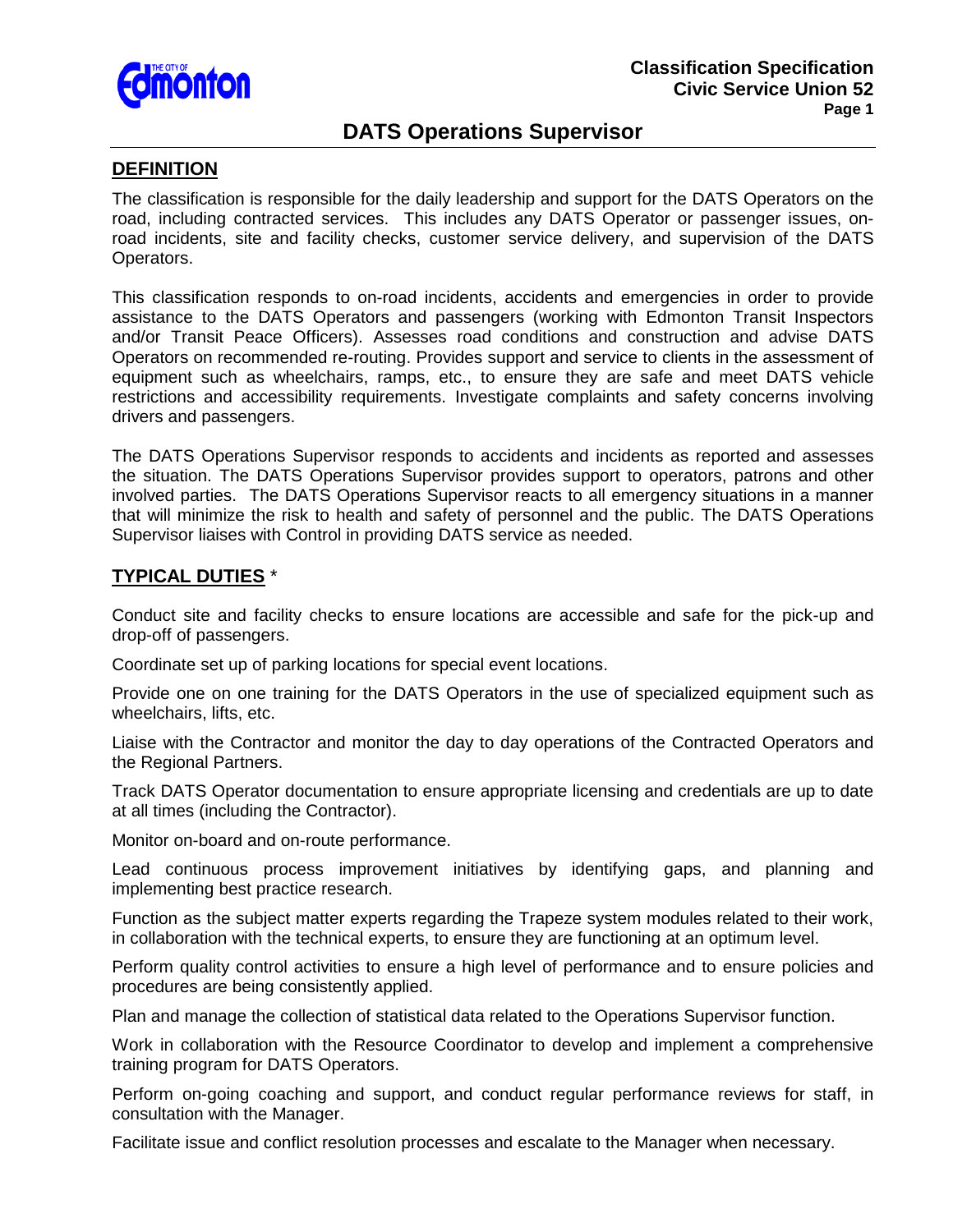# DATS Operations Supervisor

## DEFINITION

The classification is responsible for the daily leadership and support for the DATS Operators on the road, including contracted services. This includes any DATS Operator or passenger issues, on-road incidents, site and facility checks, customer service delivery, and supervision of the DATS Operators.

This classification responds to on-road incidents, accidents and emergencies in order to provide assistance to the DATS Operators and passengers (working with Edmonton Transit Inspectors and/or Transit Peace Officers). Assesses road conditions and construction and advise DATS Operators on recommended re-routing. Provides support and service to clients in the assessment of equipment such as wheelchairs, ramps, etc., to ensure they are safe and meet DATS vehicle restrictions and accessibility requirements. Investigate complaints and safety concerns involving drivers and passengers.

The DATS Operations Supervisor responds to accidents and incidents as reported and assesses the situation. The DATS Operations Supervisor provides support to operators, patrons and other involved parties. The DATS Operations Supervisor reacts to all emergency situations in a manner that will minimize the risk to health and safety of personnel and the public. The DATS Operations Supervisor liaises with Control in providing DATS service as needed.

## TYPICAL DUTIES *

Conduct site and facility checks to ensure locations are accessible and safe for the pick-up and drop-off of passengers.

Coordinate set up of parking locations for special event locations.

Provide one on one training for the DATS Operators in the use of specialized equipment such as wheelchairs, lifts, etc.

Liaise with the Contractor and monitor the day to day operations of the Contracted Operators and the Regional Partners.

Track DATS Operator documentation to ensure appropriate licensing and credentials are up to date at all times (including the Contractor).

Monitor on-board and on-route performance.

Lead continuous process improvement initiatives by identifying gaps, and planning and implementing best practice research.

Function as the subject matter experts regarding the Trapeze system modules related to their work, in collaboration with the technical experts, to ensure they are functioning at an optimum level.

Perform quality control activities to ensure a high level of performance and to ensure policies and procedures are being consistently applied.

Plan and manage the collection of statistical data related to the Operations Supervisor function.

Work in collaboration with the Resource Coordinator to develop and implement a comprehensive training program for DATS Operators.

Perform on-going coaching and support, and conduct regular performance reviews for staff, in consultation with the Manager.

Facilitate issue and conflict resolution processes and escalate to the Manager when necessary.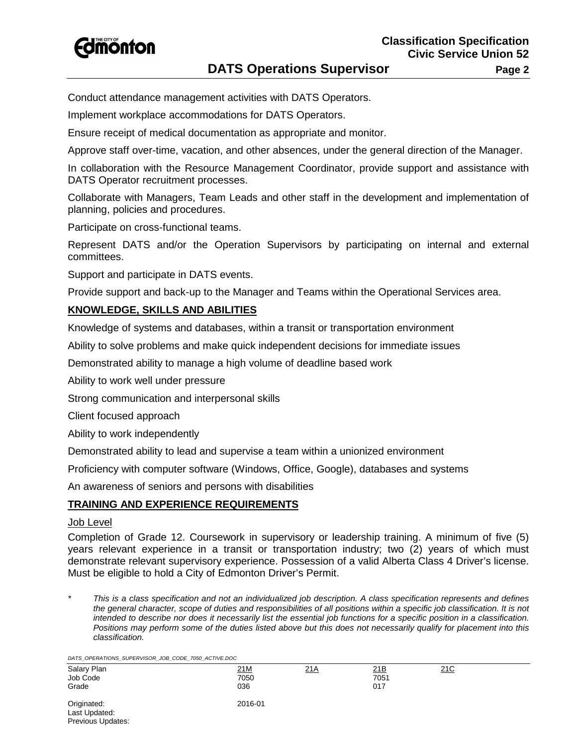Conduct attendance management activities with DATS Operators.

Implement workplace accommodations for DATS Operators.

Ensure receipt of medical documentation as appropriate and monitor.

Approve staff over-time, vacation, and other absences, under the general direction of the Manager.

In collaboration with the Resource Management Coordinator, provide support and assistance with DATS Operator recruitment processes.

Collaborate with Managers, Team Leads and other staff in the development and implementation of planning, policies and procedures.

Participate on cross-functional teams.

Represent DATS and/or the Operation Supervisors by participating on internal and external committees.

Support and participate in DATS events.

Provide support and back-up to the Manager and Teams within the Operational Services area.

## KNOWLEDGE, SKILLS AND ABILITIES

Knowledge of systems and databases, within a transit or transportation environment

Ability to solve problems and make quick independent decisions for immediate issues

Demonstrated ability to manage a high volume of deadline based work

Ability to work well under pressure

Strong communication and interpersonal skills

Client focused approach

Ability to work independently

Demonstrated ability to lead and supervise a team within a unionized environment

Proficiency with computer software (Windows, Office, Google), databases and systems

An awareness of seniors and persons with disabilities

## TRAINING AND EXPERIENCE REQUIREMENTS

Job Level

Completion of Grade 12. Coursework in supervisory or leadership training. A minimum of five (5) years relevant experience in a transit or transportation industry; two (2) years of which must demonstrate relevant supervisory experience. Possession of a valid Alberta Class 4 Driver's license. Must be eligible to hold a City of Edmonton Driver's Permit.

\* *This is a class specification and not an individualized job description. A class specification represents and defines the general character, scope of duties and responsibilities of all positions within a specific job classification. It is not intended to describe nor does it necessarily list the essential job functions for a specific position in a classification. Positions may perform some of the duties listed above but this does not necessarily qualify for placement into this classification.*

*DATS_OPERATIONS_SUPERVISOR_JOB_CODE_7050_ACTIVE.DOC*

| | | | | |
|---|---|---|---|---|
| Salary Plan | 21M | 21A | 21B | 21C |
| Job Code | 7050 | | 7051 | |
| Grade | 036 | | 017 | |
| Originated: | 2016-01 | | | |
| Last Updated: | | | | |
| Previous Updates: | | | | |